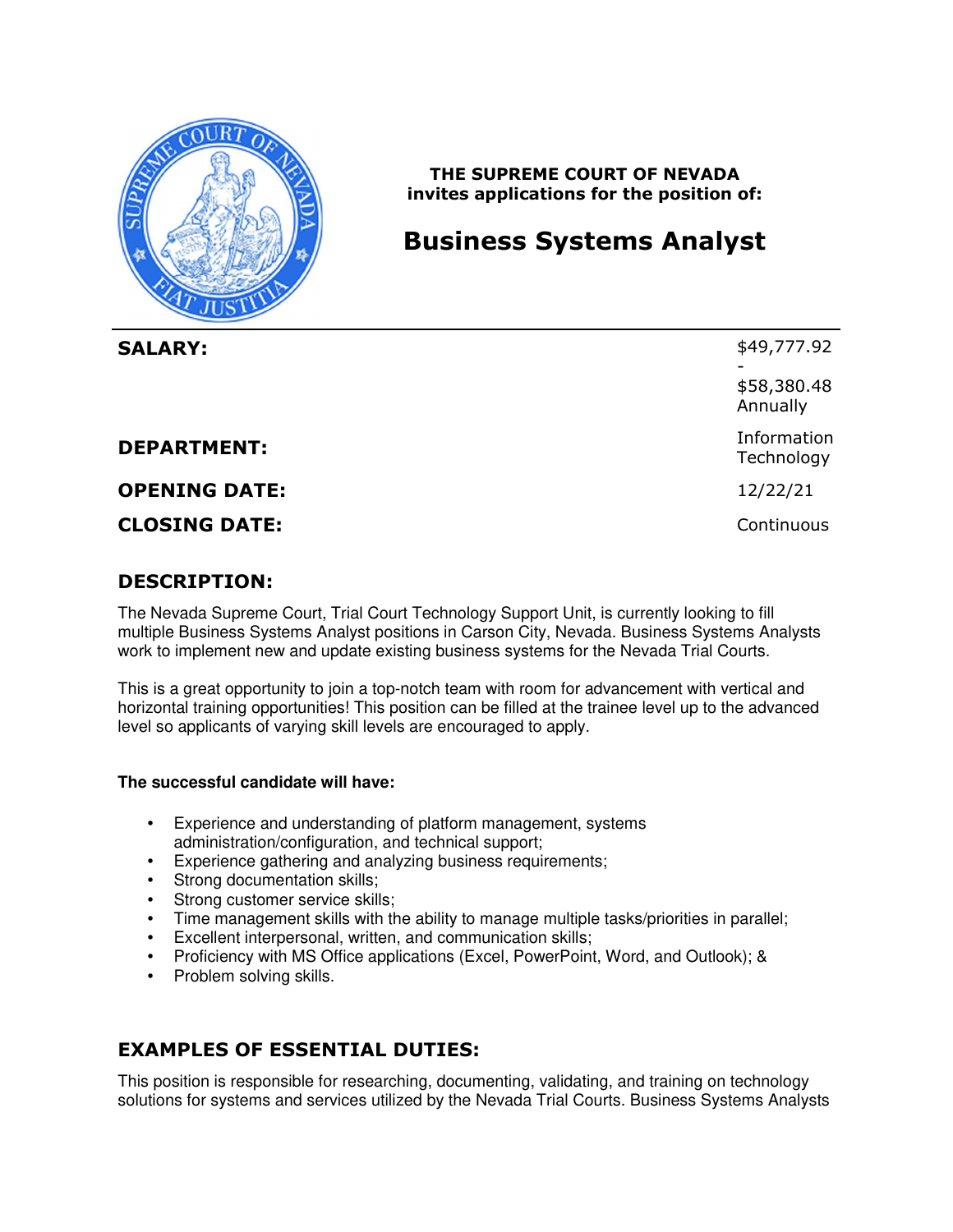**THE SUPREME COURT OF NEVADA**
**invites applications for the position of:**

# Business Systems Analyst

| | |
|---|---|
| **SALARY:** | $49,777.92 - $58,380.48 Annually |
| **DEPARTMENT:** | Information Technology |
| **OPENING DATE:** | 12/22/21 |
| **CLOSING DATE:** | Continuous |

## DESCRIPTION:

The Nevada Supreme Court, Trial Court Technology Support Unit, is currently looking to fill multiple Business Systems Analyst positions in Carson City, Nevada. Business Systems Analysts work to implement new and update existing business systems for the Nevada Trial Courts.

This is a great opportunity to join a top-notch team with room for advancement with vertical and horizontal training opportunities! This position can be filled at the trainee level up to the advanced level so applicants of varying skill levels are encouraged to apply.

**The successful candidate will have:**

- Experience and understanding of platform management, systems administration/configuration, and technical support;
- Experience gathering and analyzing business requirements;
- Strong documentation skills;
- Strong customer service skills;
- Time management skills with the ability to manage multiple tasks/priorities in parallel;
- Excellent interpersonal, written, and communication skills;
- Proficiency with MS Office applications (Excel, PowerPoint, Word, and Outlook); &
- Problem solving skills.

## EXAMPLES OF ESSENTIAL DUTIES:

This position is responsible for researching, documenting, validating, and training on technology solutions for systems and services utilized by the Nevada Trial Courts. Business Systems Analysts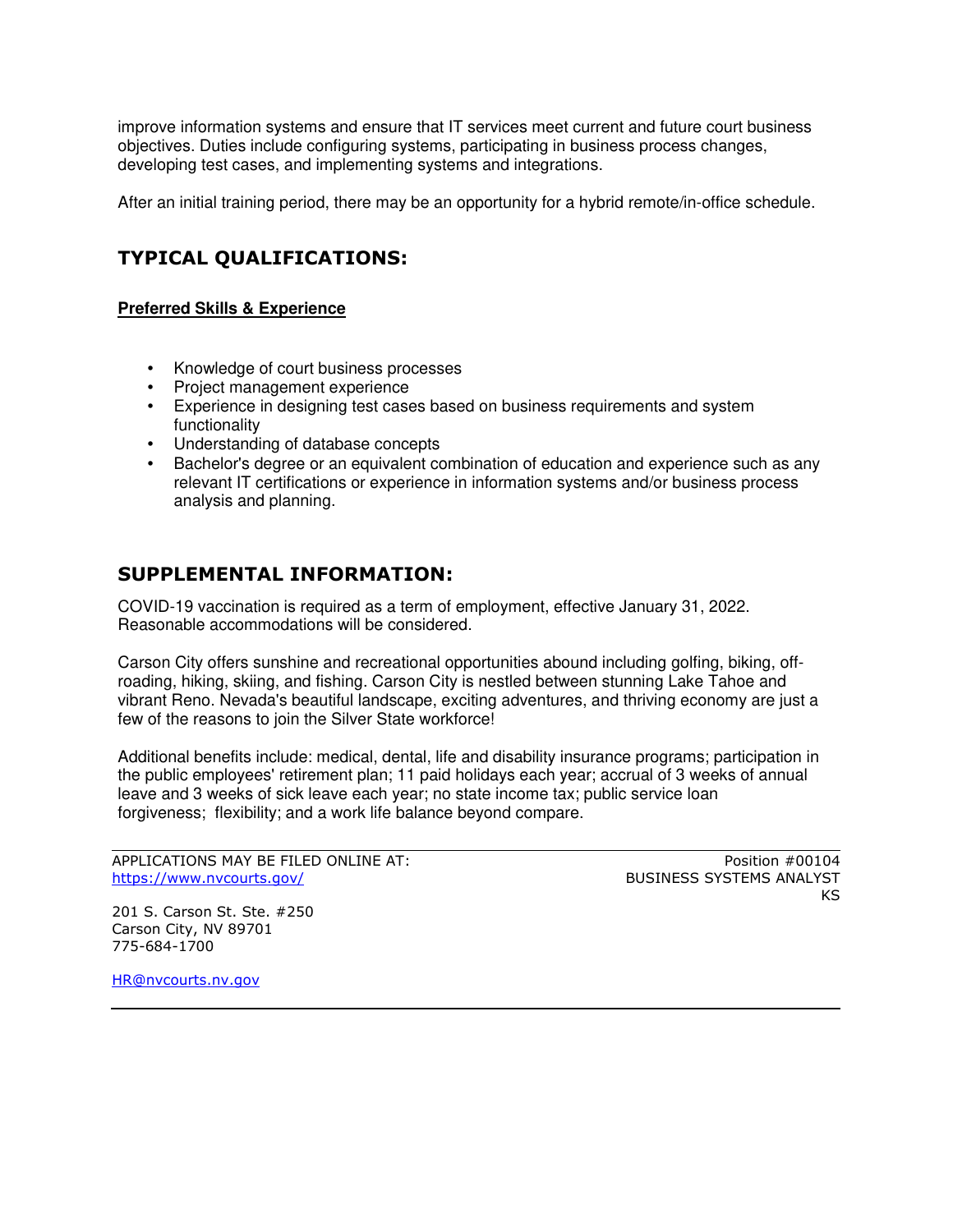improve information systems and ensure that IT services meet current and future court business objectives. Duties include configuring systems, participating in business process changes, developing test cases, and implementing systems and integrations.

After an initial training period, there may be an opportunity for a hybrid remote/in-office schedule.

## TYPICAL QUALIFICATIONS:

**Preferred Skills & Experience**

- Knowledge of court business processes
- Project management experience
- Experience in designing test cases based on business requirements and system functionality
- Understanding of database concepts
- Bachelor's degree or an equivalent combination of education and experience such as any relevant IT certifications or experience in information systems and/or business process analysis and planning.

## SUPPLEMENTAL INFORMATION:

COVID-19 vaccination is required as a term of employment, effective January 31, 2022. Reasonable accommodations will be considered.

Carson City offers sunshine and recreational opportunities abound including golfing, biking, off-roading, hiking, skiing, and fishing. Carson City is nestled between stunning Lake Tahoe and vibrant Reno. Nevada's beautiful landscape, exciting adventures, and thriving economy are just a few of the reasons to join the Silver State workforce!

Additional benefits include: medical, dental, life and disability insurance programs; participation in the public employees' retirement plan; 11 paid holidays each year; accrual of 3 weeks of annual leave and 3 weeks of sick leave each year; no state income tax; public service loan forgiveness; flexibility; and a work life balance beyond compare.

---

APPLICATIONS MAY BE FILED ONLINE AT:
https://www.nvcourts.gov/

Position #00104
BUSINESS SYSTEMS ANALYST
KS

201 S. Carson St. Ste. #250
Carson City, NV 89701
775-684-1700

HR@nvcourts.nv.gov